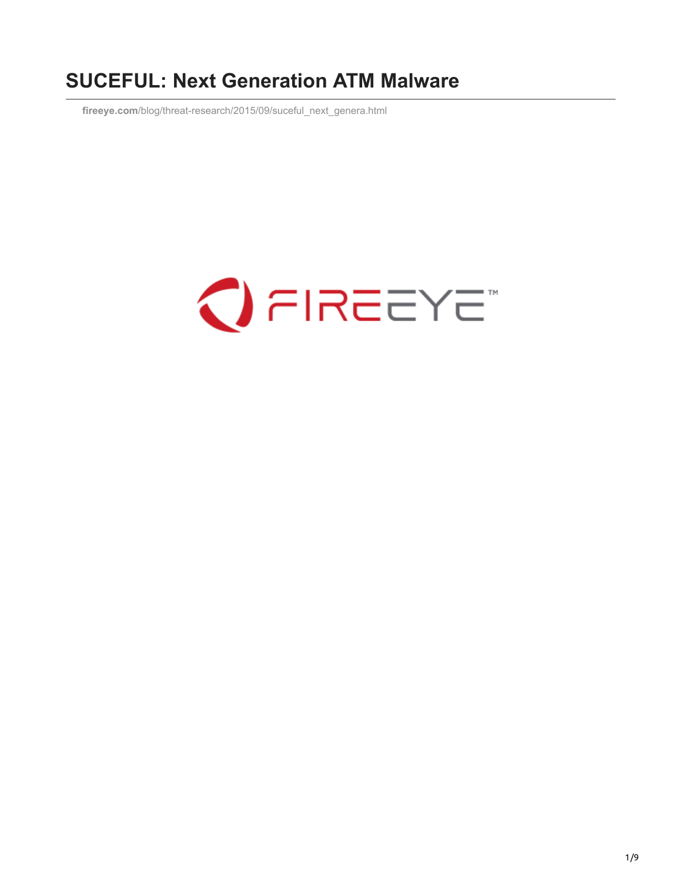# SUCEFUL: Next Generation ATM Malware

fireeye.com/blog/threat-research/2015/09/suceful_next_genera.html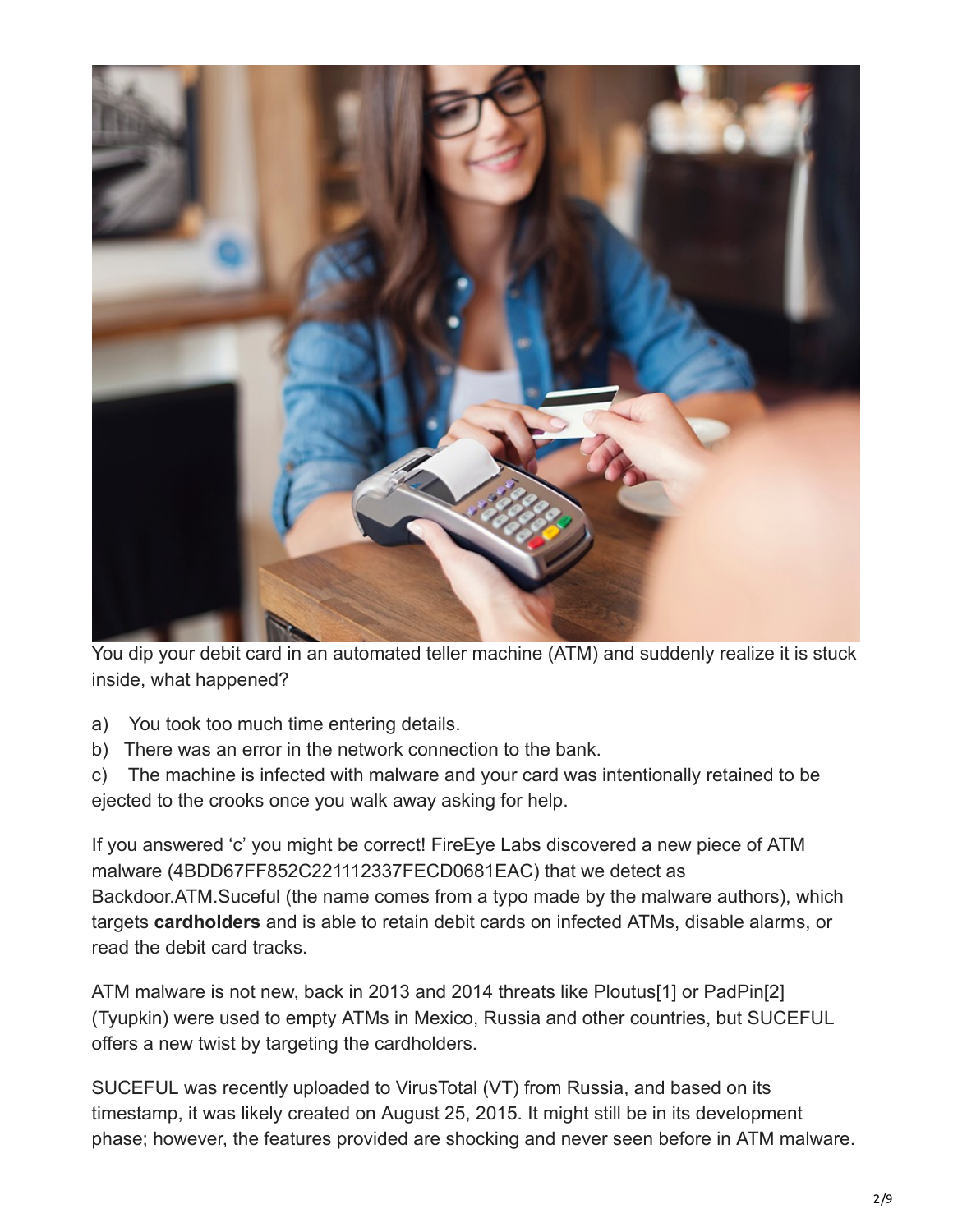You dip your debit card in an automated teller machine (ATM) and suddenly realize it is stuck inside, what happened?

a) You took too much time entering details.

b) There was an error in the network connection to the bank.

c) The machine is infected with malware and your card was intentionally retained to be ejected to the crooks once you walk away asking for help.

If you answered 'c' you might be correct! FireEye Labs discovered a new piece of ATM malware (4BDD67FF852C221112337FECD0681EAC) that we detect as Backdoor.ATM.Suceful (the name comes from a typo made by the malware authors), which targets **cardholders** and is able to retain debit cards on infected ATMs, disable alarms, or read the debit card tracks.

ATM malware is not new, back in 2013 and 2014 threats like Ploutus[1] or PadPin[2] (Tyupkin) were used to empty ATMs in Mexico, Russia and other countries, but SUCEFUL offers a new twist by targeting the cardholders.

SUCEFUL was recently uploaded to VirusTotal (VT) from Russia, and based on its timestamp, it was likely created on August 25, 2015. It might still be in its development phase; however, the features provided are shocking and never seen before in ATM malware.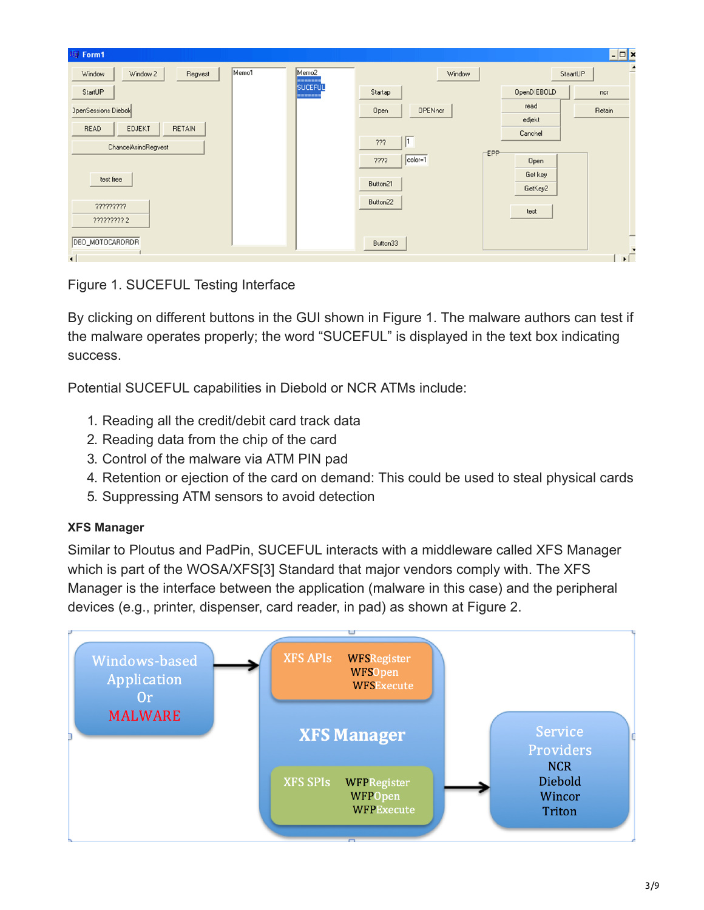Figure 1. SUCEFUL Testing Interface

By clicking on different buttons in the GUI shown in Figure 1. The malware authors can test if the malware operates properly; the word “SUCEFUL” is displayed in the text box indicating success.

Potential SUCEFUL capabilities in Diebold or NCR ATMs include:

1. Reading all the credit/debit card track data
2. Reading data from the chip of the card
3. Control of the malware via ATM PIN pad
4. Retention or ejection of the card on demand: This could be used to steal physical cards
5. Suppressing ATM sensors to avoid detection

**XFS Manager**

Similar to Ploutus and PadPin, SUCEFUL interacts with a middleware called XFS Manager which is part of the WOSA/XFS[3] Standard that major vendors comply with. The XFS Manager is the interface between the application (malware in this case) and the peripheral devices (e.g., printer, dispenser, card reader, in pad) as shown at Figure 2.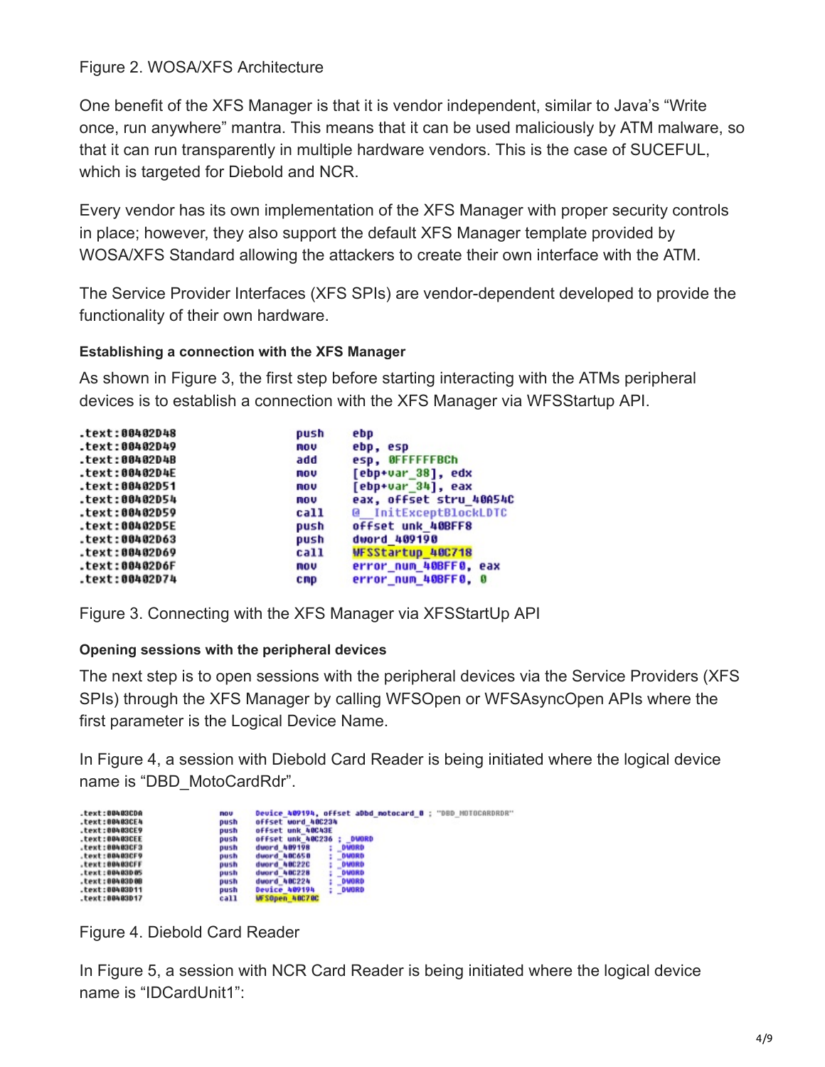Figure 2. WOSA/XFS Architecture

One benefit of the XFS Manager is that it is vendor independent, similar to Java's "Write once, run anywhere" mantra. This means that it can be used maliciously by ATM malware, so that it can run transparently in multiple hardware vendors. This is the case of SUCEFUL, which is targeted for Diebold and NCR.

Every vendor has its own implementation of the XFS Manager with proper security controls in place; however, they also support the default XFS Manager template provided by WOSA/XFS Standard allowing the attackers to create their own interface with the ATM.

The Service Provider Interfaces (XFS SPIs) are vendor-dependent developed to provide the functionality of their own hardware.

#### Establishing a connection with the XFS Manager

As shown in Figure 3, the first step before starting interacting with the ATMs peripheral devices is to establish a connection with the XFS Manager via WFSStartup API.

```
.text:00402D48                 push    ebp
.text:00402D49                 mov     ebp, esp
.text:00402D4B                 add     esp, 0FFFFFFBCh
.text:00402D4E                 mov     [ebp+var_38], edx
.text:00402D51                 mov     [ebp+var_34], eax
.text:00402D54                 mov     eax, offset stru_40A54C
.text:00402D59                 call    @__InitExceptBlockLDTC
.text:00402D5E                 push    offset unk_40BFF8
.text:00402D63                 push    dword_409190
.text:00402D69                 call    WFSStartup_40C718
.text:00402D6F                 mov     error_num_40BFF0, eax
.text:00402D74                 cmp     error_num_40BFF0, 0
```

Figure 3. Connecting with the XFS Manager via XFSStartUp API

#### Opening sessions with the peripheral devices

The next step is to open sessions with the peripheral devices via the Service Providers (XFS SPIs) through the XFS Manager by calling WFSOpen or WFSAsyncOpen APIs where the first parameter is the Logical Device Name.

In Figure 4, a session with Diebold Card Reader is being initiated where the logical device name is "DBD_MotoCardRdr".

```
.text:00403CDA                 mov     Device_409194, offset aDbd_motocard_0 ; "DBD_MOTOCARDRDR"
.text:00403CE4                 push    offset word_40C234
.text:00403CE9                 push    offset unk_40C43E
.text:00403CEE                 push    offset unk_40C236 ; _DWORD
.text:00403CF3                 push    dword_409198    ; _DWORD
.text:00403CF9                 push    dword_40C658    ; _DWORD
.text:00403CFF                 push    dword_40C22C    ; _DWORD
.text:00403D05                 push    dword_40C228    ; _DWORD
.text:00403D0B                 push    dword_40C224    ; _DWORD
.text:00403D11                 push    Device_409194   ; _DWORD
.text:00403D17                 call    WFSOpen_40C70C
```

Figure 4. Diebold Card Reader

In Figure 5, a session with NCR Card Reader is being initiated where the logical device name is "IDCardUnit1":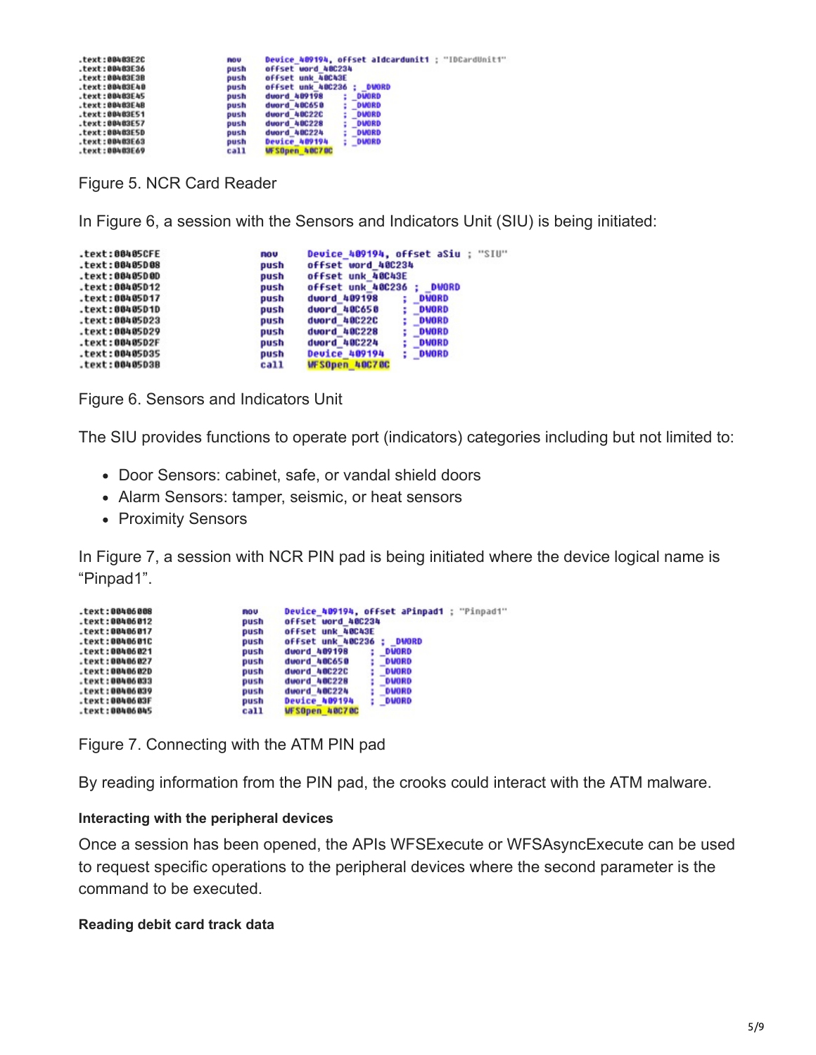```
.text:00403E2C                 mov     Device_409194, offset aIdcardunit1 ; "IDCardUnit1"
.text:00403E36                 push    offset word_40C234
.text:00403E3B                 push    offset unk_40C43E
.text:00403E40                 push    offset unk_40C236 ; _DWORD
.text:00403E45                 push    dword_409198    ; _DWORD
.text:00403E4B                 push    dword_40C650    ; _DWORD
.text:00403E51                 push    dword_40C22C    ; _DWORD
.text:00403E57                 push    dword_40C228    ; _DWORD
.text:00403E5D                 push    dword_40C224    ; _DWORD
.text:00403E63                 push    Device_409194   ; _DWORD
.text:00403E69                 call    WFSOpen_40C70C
```

Figure 5. NCR Card Reader

In Figure 6, a session with the Sensors and Indicators Unit (SIU) is being initiated:

```
.text:00405CFE                 mov     Device_409194, offset aSiu ; "SIU"
.text:00405D08                 push    offset word_40C234
.text:00405D0D                 push    offset unk_40C43E
.text:00405D12                 push    offset unk_40C236 ; _DWORD
.text:00405D17                 push    dword_409198    ; _DWORD
.text:00405D1D                 push    dword_40C650    ; _DWORD
.text:00405D23                 push    dword_40C22C    ; _DWORD
.text:00405D29                 push    dword_40C228    ; _DWORD
.text:00405D2F                 push    dword_40C224    ; _DWORD
.text:00405D35                 push    Device_409194   ; _DWORD
.text:00405D3B                 call    WFSOpen_40C70C
```

Figure 6. Sensors and Indicators Unit

The SIU provides functions to operate port (indicators) categories including but not limited to:

- Door Sensors: cabinet, safe, or vandal shield doors
- Alarm Sensors: tamper, seismic, or heat sensors
- Proximity Sensors

In Figure 7, a session with NCR PIN pad is being initiated where the device logical name is “Pinpad1”.

```
.text:00406008                 mov     Device_409194, offset aPinpad1 ; "Pinpad1"
.text:00406012                 push    offset word_40C234
.text:00406017                 push    offset unk_40C43E
.text:0040601C                 push    offset unk_40C236 ; _DWORD
.text:00406021                 push    dword_409198    ; _DWORD
.text:00406027                 push    dword_40C650    ; _DWORD
.text:0040602D                 push    dword_40C22C    ; _DWORD
.text:00406033                 push    dword_40C228    ; _DWORD
.text:00406039                 push    dword_40C224    ; _DWORD
.text:0040603F                 push    Device_409194   ; _DWORD
.text:00406045                 call    WFSOpen_40C70C
```

Figure 7. Connecting with the ATM PIN pad

By reading information from the PIN pad, the crooks could interact with the ATM malware.

#### Interacting with the peripheral devices

Once a session has been opened, the APIs WFSExecute or WFSAsyncExecute can be used to request specific operations to the peripheral devices where the second parameter is the command to be executed.

#### Reading debit card track data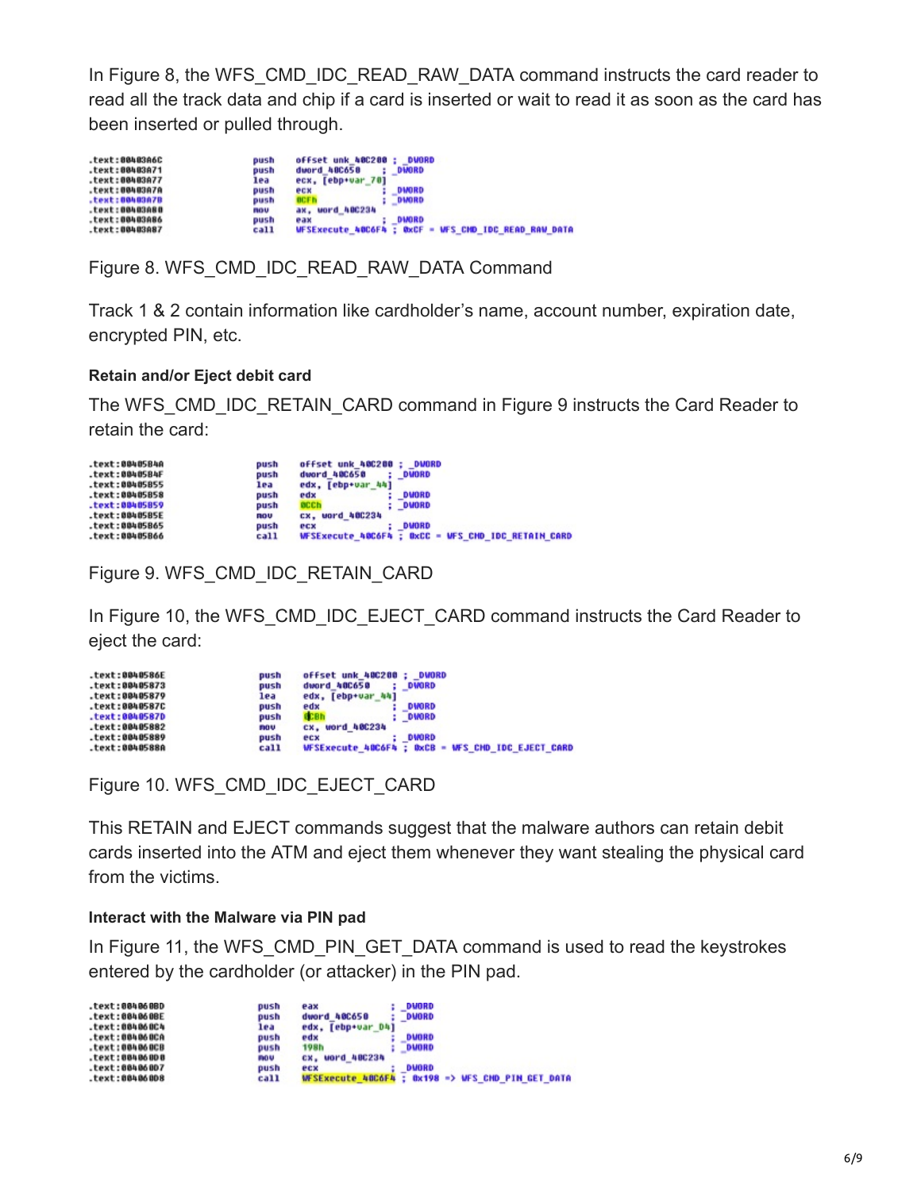In Figure 8, the WFS_CMD_IDC_READ_RAW_DATA command instructs the card reader to read all the track data and chip if a card is inserted or wait to read it as soon as the card has been inserted or pulled through.

```
.text:00403A6C                 push    offset unk_40C200 ; _DWORD
.text:00403A71                 push    dword_40C650    ; _DWORD
.text:00403A77                 lea     ecx, [ebp+var_70]
.text:00403A7A                 push    ecx             ; _DWORD
.text:00403A7B                 push    0CFh            ; _DWORD
.text:00403A80                 mov     ax, word_40C234
.text:00403A86                 push    eax             ; _DWORD
.text:00403A87                 call    WFSExecute_40C6F4 ; 0xCF = WFS_CMD_IDC_READ_RAW_DATA
```

Figure 8. WFS_CMD_IDC_READ_RAW_DATA Command

Track 1 & 2 contain information like cardholder's name, account number, expiration date, encrypted PIN, etc.

#### Retain and/or Eject debit card

The WFS_CMD_IDC_RETAIN_CARD command in Figure 9 instructs the Card Reader to retain the card:

```
.text:0040584A                 push    offset unk_40C200 ; _DWORD
.text:0040584F                 push    dword_40C650    ; _DWORD
.text:00405855                 lea     edx, [ebp+var_44]
.text:00405858                 push    edx             ; _DWORD
.text:00405859                 push    0CCh            ; _DWORD
.text:0040585E                 mov     cx, word_40C234
.text:00405865                 push    ecx             ; _DWORD
.text:00405866                 call    WFSExecute_40C6F4 ; 0xCC = WFS_CMD_IDC_RETAIN_CARD
```

Figure 9. WFS_CMD_IDC_RETAIN_CARD

In Figure 10, the WFS_CMD_IDC_EJECT_CARD command instructs the Card Reader to eject the card:

```
.text:0040586E                 push    offset unk_40C200 ; _DWORD
.text:00405873                 push    dword_40C650    ; _DWORD
.text:00405879                 lea     edx, [ebp+var_44]
.text:0040587C                 push    edx             ; _DWORD
.text:0040587D                 push    0CBh            ; _DWORD
.text:00405882                 mov     cx, word_40C234
.text:00405889                 push    ecx             ; _DWORD
.text:0040588A                 call    WFSExecute_40C6F4 ; 0xCB = WFS_CMD_IDC_EJECT_CARD
```

Figure 10. WFS_CMD_IDC_EJECT_CARD

This RETAIN and EJECT commands suggest that the malware authors can retain debit cards inserted into the ATM and eject them whenever they want stealing the physical card from the victims.

#### Interact with the Malware via PIN pad

In Figure 11, the WFS_CMD_PIN_GET_DATA command is used to read the keystrokes entered by the cardholder (or attacker) in the PIN pad.

```
.text:004060BD                 push    eax             ; _DWORD
.text:004060BE                 push    dword_40C650    ; _DWORD
.text:004060C4                 lea     edx, [ebp+var_D4]
.text:004060CA                 push    edx             ; _DWORD
.text:004060CB                 push    198h            ; _DWORD
.text:004060D0                 mov     cx, word_40C234
.text:004060D7                 push    ecx             ; _DWORD
.text:004060D8                 call    WFSExecute_40C6F4 ; 0x198 => WFS_CMD_PIN_GET_DATA
```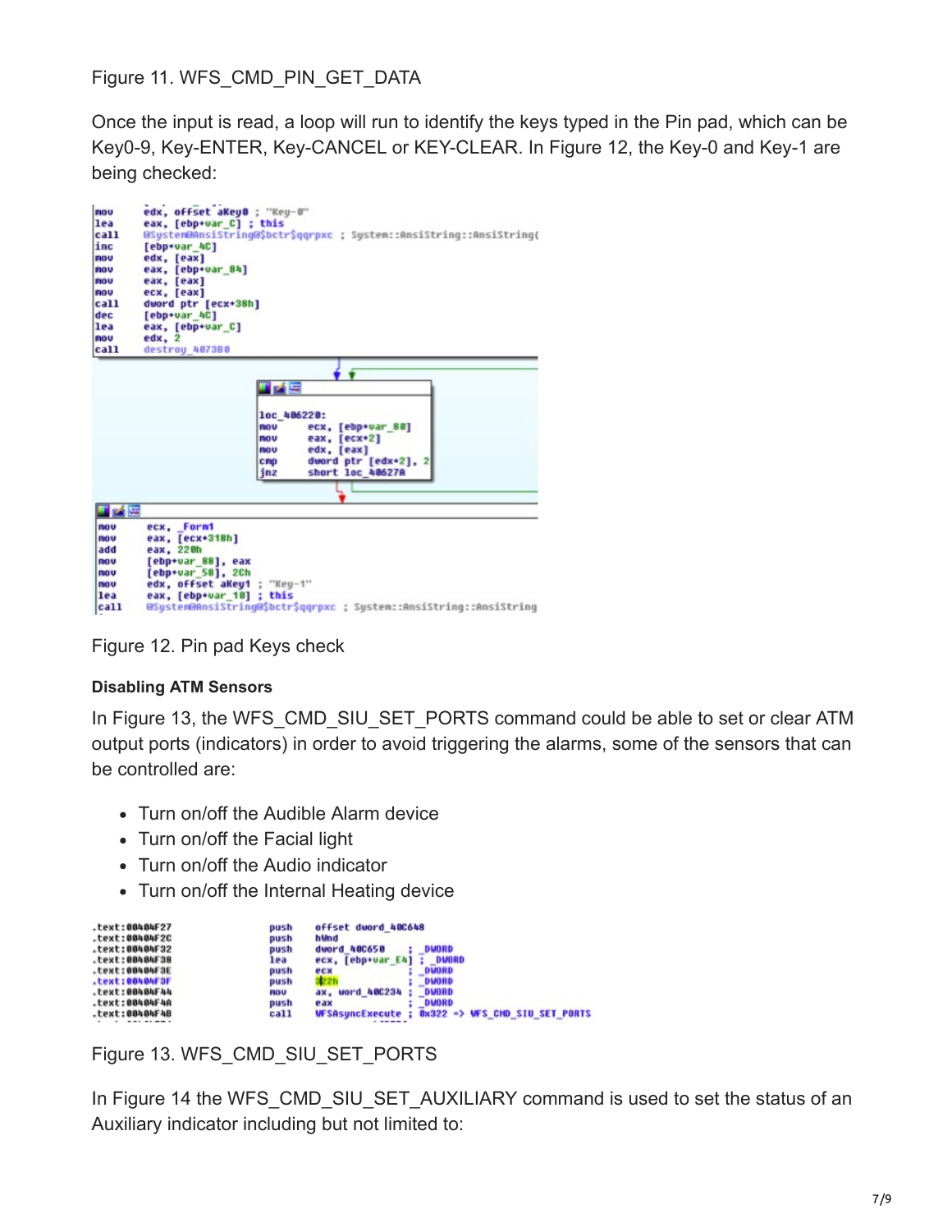Figure 11. WFS_CMD_PIN_GET_DATA

Once the input is read, a loop will run to identify the keys typed in the Pin pad, which can be Key0-9, Key-ENTER, Key-CANCEL or KEY-CLEAR. In Figure 12, the Key-0 and Key-1 are being checked:

```
mov     edx, offset aKey0 ; "Key-0"
lea     eax, [ebp+var_C] ; this
call    @System@AnsiString@$bctr$qqrpxc ; System::AnsiString::AnsiString(
inc     [ebp+var_4C]
mov     edx, [eax]
mov     eax, [ebp+var_84]
mov     eax, [eax]
mov     ecx, [eax]
call    dword ptr [ecx+38h]
dec     [ebp+var_4C]
lea     eax, [ebp+var_C]
mov     edx, 2
call    destroy_4073B0

loc_406220:
mov     ecx, [ebp+var_80]
mov     eax, [ecx+2]
mov     edx, [eax]
cmp     dword ptr [edx+2], 2
jnz     short loc_40627A

mov     ecx, _Form1
mov     eax, [ecx+318h]
add     eax, 220h
mov     [ebp+var_88], eax
mov     [ebp+var_58], 2Ch
mov     edx, offset aKey1 ; "Key-1"
lea     eax, [ebp+var_10] ; this
call    @System@AnsiString@$bctr$qqrpxc ; System::AnsiString::AnsiString
```

Figure 12. Pin pad Keys check

#### Disabling ATM Sensors

In Figure 13, the WFS_CMD_SIU_SET_PORTS command could be able to set or clear ATM output ports (indicators) in order to avoid triggering the alarms, some of the sensors that can be controlled are:

- Turn on/off the Audible Alarm device
- Turn on/off the Facial light
- Turn on/off the Audio indicator
- Turn on/off the Internal Heating device

```
.text:00404F27                 push    offset dword_40C648
.text:00404F2C                 push    hWnd
.text:00404F32                 push    dword_40C650    ; _DWORD
.text:00404F38                 lea     ecx, [ebp+var_E4] ; _DWORD
.text:00404F3E                 push    ecx             ; _DWORD
.text:00404F3F                 push    322h            ; _DWORD
.text:00404F44                 mov     ax, word_40C234 ; _DWORD
.text:00404F4A                 push    eax             ; _DWORD
.text:00404F4B                 call    WFSAsyncExecute ; 0x322 -> WFS_CMD_SIU_SET_PORTS
```

Figure 13. WFS_CMD_SIU_SET_PORTS

In Figure 14 the WFS_CMD_SIU_SET_AUXILIARY command is used to set the status of an Auxiliary indicator including but not limited to: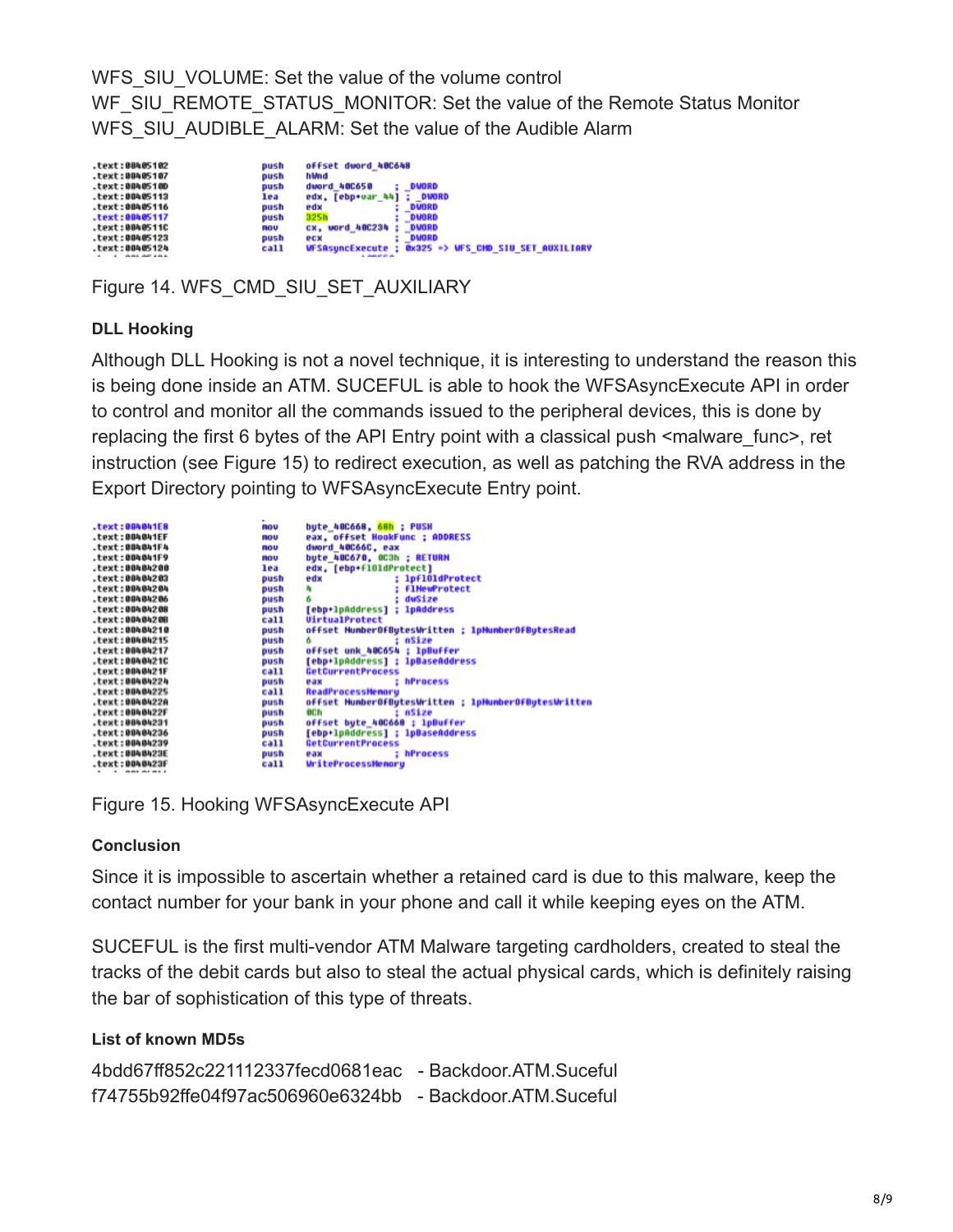WFS_SIU_VOLUME: Set the value of the volume control
WF_SIU_REMOTE_STATUS_MONITOR: Set the value of the Remote Status Monitor
WFS_SIU_AUDIBLE_ALARM: Set the value of the Audible Alarm

```
.text:00405102        push    offset dword_40C648
.text:00405107        push    hWnd
.text:0040510D        push    dword_40C650    ; _DWORD
.text:00405113        lea     edx, [ebp+var_44] ; _DWORD
.text:00405116        push    edx             ; _DWORD
.text:00405117        push    325h            ; _DWORD
.text:0040511C        mov     cx, word_40C234 ; _DWORD
.text:00405123        push    ecx             ; _DWORD
.text:00405124        call    WFSAsyncExecute ; 0x325 => WFS_CMD_SIU_SET_AUXILIARY
```

Figure 14. WFS_CMD_SIU_SET_AUXILIARY

**DLL Hooking**

Although DLL Hooking is not a novel technique, it is interesting to understand the reason this is being done inside an ATM. SUCEFUL is able to hook the WFSAsyncExecute API in order to control and monitor all the commands issued to the peripheral devices, this is done by replacing the first 6 bytes of the API Entry point with a classical push <malware_func>, ret instruction (see Figure 15) to redirect execution, as well as patching the RVA address in the Export Directory pointing to WFSAsyncExecute Entry point.

```
.text:004041E8        mov     byte_40C668, 68h ; PUSH
.text:004041EF        mov     eax, offset HookFunc ; ADDRESS
.text:004041F4        mov     dword_40C66C, eax
.text:004041F9        mov     byte_40C670, 0C3h ; RETURN
.text:00404200        lea     edx, [ebp+flOldProtect]
.text:00404203        push    edx             ; lpflOldProtect
.text:00404204        push    4               ; flNewProtect
.text:00404206        push    6               ; dwSize
.text:00404208        push    [ebp+lpAddress] ; lpAddress
.text:0040420B        call    VirtualProtect
.text:00404210        push    offset NumberOfBytesWritten ; lpNumberOfBytesRead
.text:00404215        push    6               ; nSize
.text:00404217        push    offset unk_40C654 ; lpBuffer
.text:0040421C        push    [ebp+lpAddress] ; lpBaseAddress
.text:0040421F        call    GetCurrentProcess
.text:00404224        push    eax             ; hProcess
.text:00404225        call    ReadProcessMemory
.text:0040422A        push    offset NumberOfBytesWritten ; lpNumberOfBytesWritten
.text:0040422F        push    0Ch             ; nSize
.text:00404231        push    offset byte_40C668 ; lpBuffer
.text:00404236        push    [ebp+lpAddress] ; lpBaseAddress
.text:00404239        call    GetCurrentProcess
.text:0040423E        push    eax             ; hProcess
.text:0040423F        call    WriteProcessMemory
```

Figure 15. Hooking WFSAsyncExecute API

**Conclusion**

Since it is impossible to ascertain whether a retained card is due to this malware, keep the contact number for your bank in your phone and call it while keeping eyes on the ATM.

SUCEFUL is the first multi-vendor ATM Malware targeting cardholders, created to steal the tracks of the debit cards but also to steal the actual physical cards, which is definitely raising the bar of sophistication of this type of threats.

**List of known MD5s**

4bdd67ff852c221112337fecd0681eac - Backdoor.ATM.Suceful
f74755b92ffe04f97ac506960e6324bb - Backdoor.ATM.Suceful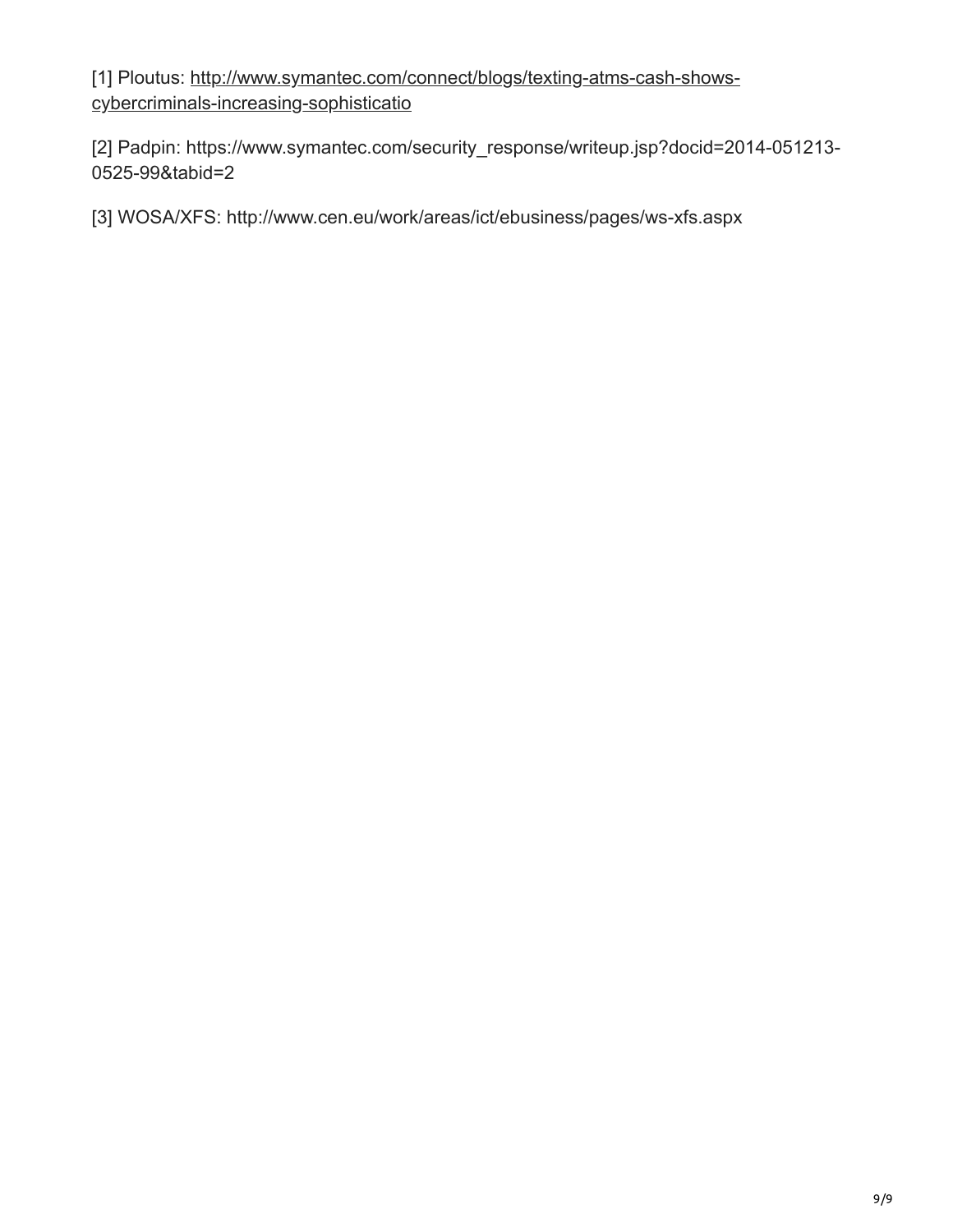[1] Ploutus: [http://www.symantec.com/connect/blogs/texting-atms-cash-shows-cybercriminals-increasing-sophisticatio](http://www.symantec.com/connect/blogs/texting-atms-cash-shows-cybercriminals-increasing-sophisticatio)

[2] Padpin: https://www.symantec.com/security_response/writeup.jsp?docid=2014-051213-0525-99&tabid=2

[3] WOSA/XFS: http://www.cen.eu/work/areas/ict/ebusiness/pages/ws-xfs.aspx